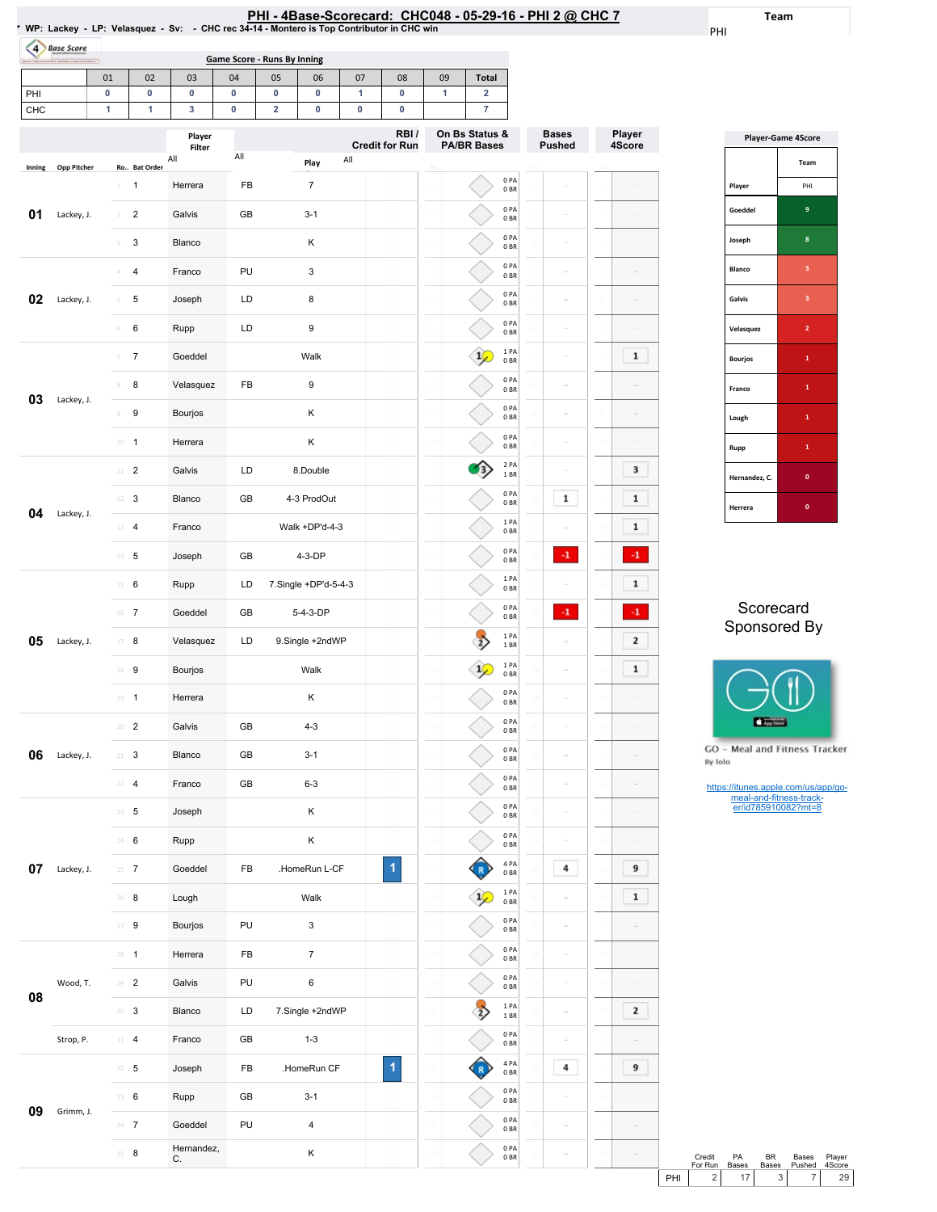# PHI - 4Base-Scorecard: CHC048 - 05-29-16 - PHI 2 @ CHC 7

* WP: Lackey - LP: Velasquez - Sv: - CHC rec 34-14 - Montero is Top Contributor in CHC win

Team: PHI

## Game Score - Runs By Inning

| | 01 | 02 | 03 | 04 | 05 | 06 | 07 | 08 | 09 | Total |
|---|---|---|---|---|---|---|---|---|---|---|
| PHI | 0 | 0 | 0 | 0 | 0 | 0 | 1 | 0 | 1 | 2 |
| CHC | 1 | 1 | 3 | 0 | 2 | 0 | 0 | 0 | | 7 |

| Inning | Opp Pitcher | Ro.. | Bat Order | Player | | Play | RBI / Credit for Run | On Bs Status & PA/BR Bases | Bases Pushed | Player 4Score |
|---|---|---|---|---|---|---|---|---|---|---|
| 01 | Lackey, J. | 1 | 1 | Herrera | FB | 7 | | 0 PA 0 BR | | |
| | | 2 | 2 | Galvis | GB | 3-1 | | 0 PA 0 BR | | |
| | | 3 | 3 | Blanco | | K | | 0 PA 0 BR | | |
| 02 | Lackey, J. | 4 | 4 | Franco | PU | 3 | | 0 PA 0 BR | | |
| | | 5 | 5 | Joseph | LD | 8 | | 0 PA 0 BR | | |
| | | 6 | 6 | Rupp | LD | 9 | | 0 PA 0 BR | | |
| 03 | Lackey, J. | 7 | 7 | Goeddel | | Walk | | 1 PA 0 BR | | 1 |
| | | 8 | 8 | Velasquez | FB | 9 | | 0 PA 0 BR | | |
| | | 9 | 9 | Bourjos | | K | | 0 PA 0 BR | | |
| | | 10 | 1 | Herrera | | K | | 0 PA 0 BR | | |
| 04 | Lackey, J. | 11 | 2 | Galvis | LD | 8.Double | | 2 PA 1 BR | | 3 |
| | | 12 | 3 | Blanco | GB | 4-3 ProdOut | | 0 PA 0 BR | 1 | 1 |
| | | 13 | 4 | Franco | | Walk +DP'd-4-3 | | 1 PA 0 BR | | 1 |
| | | 14 | 5 | Joseph | GB | 4-3-DP | | 0 PA 0 BR | -1 | -1 |
| 05 | Lackey, J. | 15 | 6 | Rupp | LD | 7.Single +DP'd-5-4-3 | | 1 PA 0 BR | | 1 |
| | | 16 | 7 | Goeddel | GB | 5-4-3-DP | | 0 PA 0 BR | -1 | -1 |
| | | 17 | 8 | Velasquez | LD | 9.Single +2ndWP | | 1 PA 1 BR | | 2 |
| | | 18 | 9 | Bourjos | | Walk | | 1 PA 0 BR | | 1 |
| | | 19 | 1 | Herrera | | K | | 0 PA 0 BR | | |
| 06 | Lackey, J. | 20 | 2 | Galvis | GB | 4-3 | | 0 PA 0 BR | | |
| | | 21 | 3 | Blanco | GB | 3-1 | | 0 PA 0 BR | | |
| | | 22 | 4 | Franco | GB | 6-3 | | 0 PA 0 BR | | |
| 07 | Lackey, J. | 23 | 5 | Joseph | | K | | 0 PA 0 BR | | |
| | | 24 | 6 | Rupp | | K | | 0 PA 0 BR | | |
| | | 25 | 7 | Goeddel | FB | .HomeRun L-CF | 1 | 4 PA 0 BR | 4 | 9 |
| | | 26 | 8 | Lough | | Walk | | 1 PA 0 BR | | 1 |
| | | 27 | 9 | Bourjos | PU | 3 | | 0 PA 0 BR | | |
| 08 | Wood, T. | 28 | 1 | Herrera | FB | 7 | | 0 PA 0 BR | | |
| | | 29 | 2 | Galvis | PU | 6 | | 0 PA 0 BR | | |
| | | 30 | 3 | Blanco | LD | 7.Single +2ndWP | | 1 PA 1 BR | | 2 |
| | Strop, P. | 31 | 4 | Franco | GB | 1-3 | | 0 PA 0 BR | | |
| 09 | Grimm, J. | 32 | 5 | Joseph | FB | .HomeRun CF | 1 | 4 PA 0 BR | 4 | 9 |
| | | 33 | 6 | Rupp | GB | 3-1 | | 0 PA 0 BR | | |
| | | 34 | 7 | Goeddel | PU | 4 | | 0 PA 0 BR | | |
| | | 35 | 8 | Hernandez, C. | | K | | 0 PA 0 BR | | |

| | Credit For Run | PA Bases | BR Bases | Bases Pushed | Player 4Score |
|---|---|---|---|---|---|
| PHI | 2 | 17 | 3 | 7 | 29 |

## Player-Game 4Score

| Player | Team PHI |
|---|---|
| Goeddel | 9 |
| Joseph | 8 |
| Blanco | 3 |
| Galvis | 3 |
| Velasquez | 2 |
| Bourjos | 1 |
| Franco | 1 |
| Lough | 1 |
| Rupp | 1 |
| Hernandez, C. | 0 |
| Herrera | 0 |

Scorecard Sponsored By

GO - Meal and Fitness Tracker
By Iolo

https://itunes.apple.com/us/app/go-meal-and-fitness-track-er/id785910082?mt=8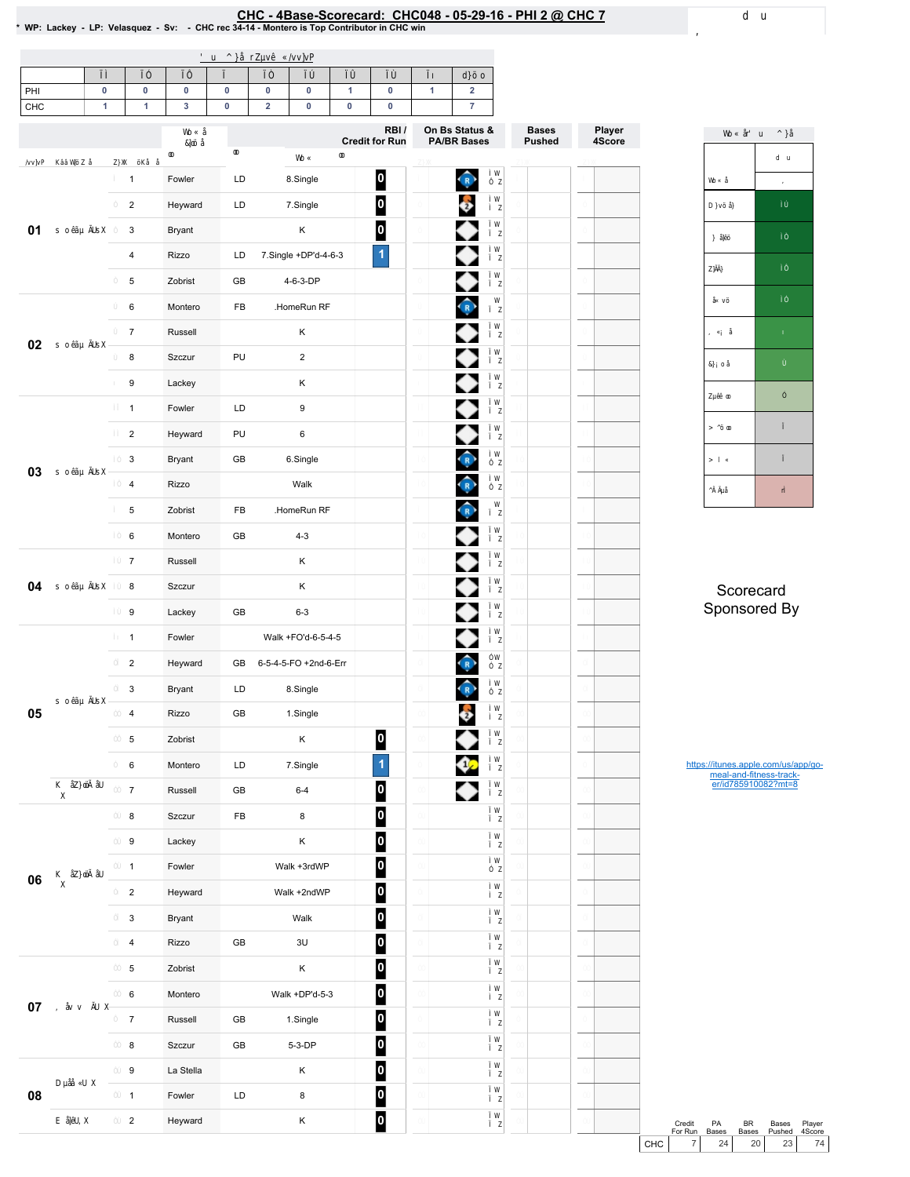# CHC - 4Base-Scorecard: CHC048 - 05-29-16 - PHI 2 @ CHC 7

* WP: Lackey - LP: Velasquez - Sv: - CHC rec 34-14 - Montero is Top Contributor in CHC win

| | 1 | 2 | 3 | 4 | 5 | 6 | 7 | 8 | 9 | Total |
|---|---|---|---|---|---|---|---|---|---|---|
| PHI | 0 | 0 | 0 | 0 | 0 | 0 | 1 | 0 | 1 | 2 |
| CHC | 1 | 1 | 3 | 0 | 2 | 0 | 0 | 0 | | 7 |

| Inning | # | Player | | Play | RBI / Credit for Run |
|---|---|---|---|---|---|
| 01 | 1 | Fowler | LD | 8.Single | 0 |
| | 2 | Heyward | LD | 7.Single | 0 |
| | 3 | Bryant | | K | 0 |
| | 4 | Rizzo | LD | 7.Single +DP'd-4-6-3 | 1 |
| | 5 | Zobrist | GB | 4-6-3-DP | |
| 02 | 6 | Montero | FB | .HomeRun RF | |
| | 7 | Russell | | K | |
| | 8 | Szczur | PU | 2 | |
| | 9 | Lackey | | K | |
| 03 | 1 | Fowler | LD | 9 | |
| | 2 | Heyward | PU | 6 | |
| | 3 | Bryant | GB | 6.Single | |
| | 4 | Rizzo | | Walk | |
| | 5 | Zobrist | FB | .HomeRun RF | |
| | 6 | Montero | GB | 4-3 | |
| 04 | 7 | Russell | | K | |
| | 8 | Szczur | | K | |
| | 9 | Lackey | GB | 6-3 | |
| 05 | 1 | Fowler | | Walk +FO'd-6-5-4-5 | |
| | 2 | Heyward | GB | 6-5-4-5-FO +2nd-6-Err | |
| | 3 | Bryant | LD | 8.Single | |
| | 4 | Rizzo | GB | 1.Single | |
| | 5 | Zobrist | | K | 0 |
| | 6 | Montero | LD | 7.Single | 1 |
| | 7 | Russell | GB | 6-4 | 0 |
| 06 | 8 | Szczur | FB | 8 | 0 |
| | 9 | Lackey | | K | 0 |
| | 1 | Fowler | | Walk +3rdWP | 0 |
| | 2 | Heyward | | Walk +2ndWP | 0 |
| | 3 | Bryant | | Walk | 0 |
| | 4 | Rizzo | GB | 3U | 0 |
| 07 | 5 | Zobrist | | K | 0 |
| | 6 | Montero | | Walk +DP'd-5-3 | 0 |
| | 7 | Russell | GB | 1.Single | 0 |
| | 8 | Szczur | GB | 5-3-DP | 0 |
| 08 | 9 | La Stella | | K | 0 |
| | 1 | Fowler | LD | 8 | 0 |
| | 2 | Heyward | | K | 0 |

Scorecard Sponsored By

https://itunes.apple.com/us/app/go-meal-and-fitness-track-er/id785910082?mt=8

| | Credit For Run | PA Bases | BR Bases | Bases Pushed | Player 4Score |
|---|---|---|---|---|---|
| CHC | 7 | 24 | 20 | 23 | 74 |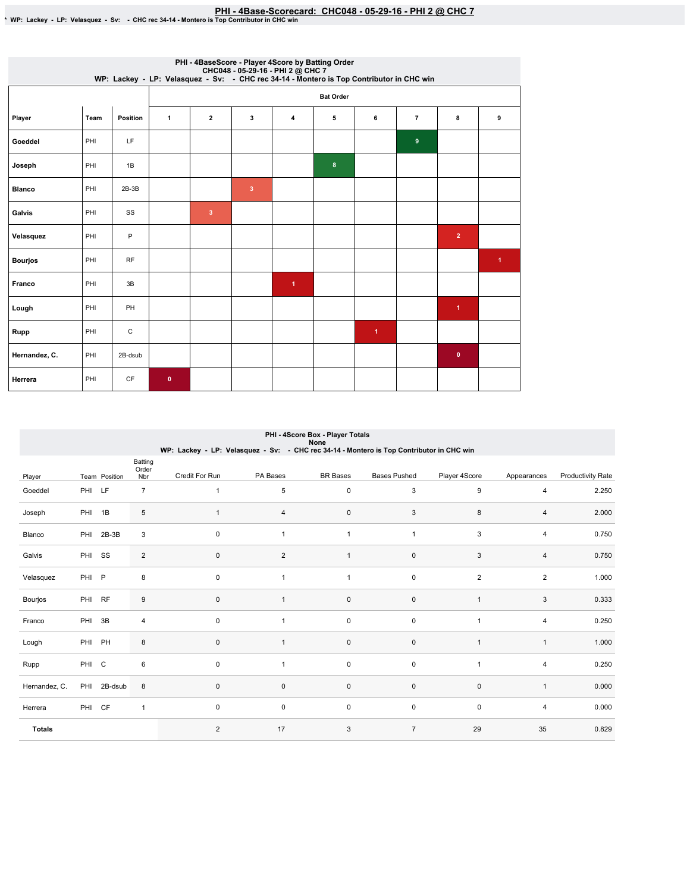# PHI - 4Base-Scorecard: CHC048 - 05-29-16 - PHI 2 @ CHC 7

* WP: Lackey - LP: Velasquez - Sv: - CHC rec 34-14 - Montero is Top Contributor in CHC win

## PHI - 4BaseScore - Player 4Score by Batting Order
CHC048 - 05-29-16 - PHI 2 @ CHC 7
WP: Lackey - LP: Velasquez - Sv: - CHC rec 34-14 - Montero is Top Contributor in CHC win

| Player | Team | Position | Bat Order 1 | 2 | 3 | 4 | 5 | 6 | 7 | 8 | 9 |
|---|---|---|---|---|---|---|---|---|---|---|---|
| Goeddel | PHI | LF | | | | | | | 9 | | |
| Joseph | PHI | 1B | | | | | 8 | | | | |
| Blanco | PHI | 2B-3B | | | 3 | | | | | | |
| Galvis | PHI | SS | | 3 | | | | | | | |
| Velasquez | PHI | P | | | | | | | | 2 | |
| Bourjos | PHI | RF | | | | | | | | | 1 |
| Franco | PHI | 3B | | | | 1 | | | | | |
| Lough | PHI | PH | | | | | | | | 1 | |
| Rupp | PHI | C | | | | | | 1 | | | |
| Hernandez, C. | PHI | 2B-dsub | | | | | | | | 0 | |
| Herrera | PHI | CF | 0 | | | | | | | | |

## PHI - 4Score Box - Player Totals
None
WP: Lackey - LP: Velasquez - Sv: - CHC rec 34-14 - Montero is Top Contributor in CHC win

| Player | Team | Position | Batting Order Nbr | Credit For Run | PA Bases | BR Bases | Bases Pushed | Player 4Score | Appearances | Productivity Rate |
|---|---|---|---|---|---|---|---|---|---|---|
| Goeddel | PHI | LF | 7 | 1 | 5 | 0 | 3 | 9 | 4 | 2.250 |
| Joseph | PHI | 1B | 5 | 1 | 4 | 0 | 3 | 8 | 4 | 2.000 |
| Blanco | PHI | 2B-3B | 3 | 0 | 1 | 1 | 1 | 3 | 4 | 0.750 |
| Galvis | PHI | SS | 2 | 0 | 2 | 1 | 0 | 3 | 4 | 0.750 |
| Velasquez | PHI | P | 8 | 0 | 1 | 1 | 0 | 2 | 2 | 1.000 |
| Bourjos | PHI | RF | 9 | 0 | 1 | 0 | 0 | 1 | 3 | 0.333 |
| Franco | PHI | 3B | 4 | 0 | 1 | 0 | 0 | 1 | 4 | 0.250 |
| Lough | PHI | PH | 8 | 0 | 1 | 0 | 0 | 1 | 1 | 1.000 |
| Rupp | PHI | C | 6 | 0 | 1 | 0 | 0 | 1 | 4 | 0.250 |
| Hernandez, C. | PHI | 2B-dsub | 8 | 0 | 0 | 0 | 0 | 0 | 1 | 0.000 |
| Herrera | PHI | CF | 1 | 0 | 0 | 0 | 0 | 0 | 4 | 0.000 |
| **Totals** | | | | 2 | 17 | 3 | 7 | 29 | 35 | 0.829 |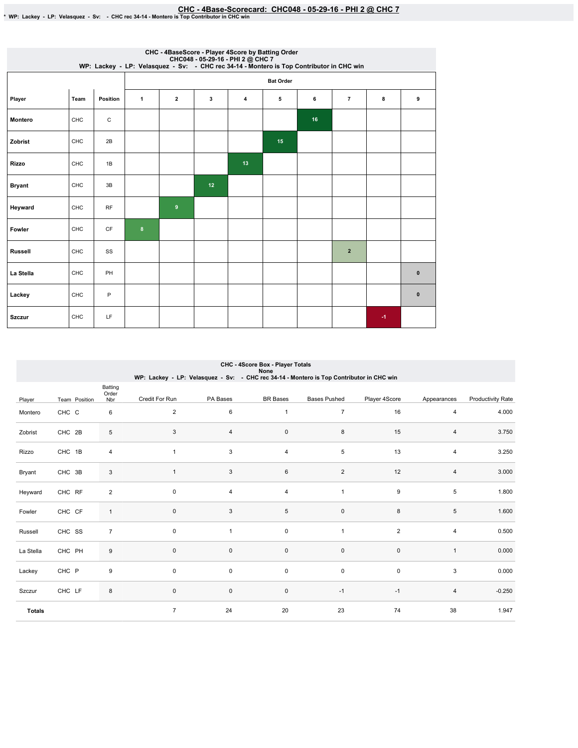# CHC - 4Base-Scorecard: CHC048 - 05-29-16 - PHI 2 @ CHC 7

\* WP: Lackey - LP: Velasquez - Sv: - CHC rec 34-14 - Montero is Top Contributor in CHC win

## CHC - 4BaseScore - Player 4Score by Batting Order
CHC048 - 05-29-16 - PHI 2 @ CHC 7
WP: Lackey - LP: Velasquez - Sv: - CHC rec 34-14 - Montero is Top Contributor in CHC win

| | | | Bat Order | | | | | | | | |
|---|---|---|---|---|---|---|---|---|---|---|---|
| Player | Team | Position | 1 | 2 | 3 | 4 | 5 | 6 | 7 | 8 | 9 |
| Montero | CHC | C | | | | | | 16 | | | |
| Zobrist | CHC | 2B | | | | | 15 | | | | |
| Rizzo | CHC | 1B | | | | 13 | | | | | |
| Bryant | CHC | 3B | | | 12 | | | | | | |
| Heyward | CHC | RF | | 9 | | | | | | | |
| Fowler | CHC | CF | 8 | | | | | | | | |
| Russell | CHC | SS | | | | | | | 2 | | |
| La Stella | CHC | PH | | | | | | | | | 0 |
| Lackey | CHC | P | | | | | | | | | 0 |
| Szczur | CHC | LF | | | | | | | | -1 | |

## CHC - 4Score Box - Player Totals
None
WP: Lackey - LP: Velasquez - Sv: - CHC rec 34-14 - Montero is Top Contributor in CHC win

| Player | Team | Position | Batting Order Nbr | Credit For Run | PA Bases | BR Bases | Bases Pushed | Player 4Score | Appearances | Productivity Rate |
|---|---|---|---|---|---|---|---|---|---|---|
| Montero | CHC | C | 6 | 2 | 6 | 1 | 7 | 16 | 4 | 4.000 |
| Zobrist | CHC | 2B | 5 | 3 | 4 | 0 | 8 | 15 | 4 | 3.750 |
| Rizzo | CHC | 1B | 4 | 1 | 3 | 4 | 5 | 13 | 4 | 3.250 |
| Bryant | CHC | 3B | 3 | 1 | 3 | 6 | 2 | 12 | 4 | 3.000 |
| Heyward | CHC | RF | 2 | 0 | 4 | 4 | 1 | 9 | 5 | 1.800 |
| Fowler | CHC | CF | 1 | 0 | 3 | 5 | 0 | 8 | 5 | 1.600 |
| Russell | CHC | SS | 7 | 0 | 1 | 0 | 1 | 2 | 4 | 0.500 |
| La Stella | CHC | PH | 9 | 0 | 0 | 0 | 0 | 0 | 1 | 0.000 |
| Lackey | CHC | P | 9 | 0 | 0 | 0 | 0 | 0 | 3 | 0.000 |
| Szczur | CHC | LF | 8 | 0 | 0 | 0 | -1 | -1 | 4 | -0.250 |
| **Totals** | | | | 7 | 24 | 20 | 23 | 74 | 38 | 1.947 |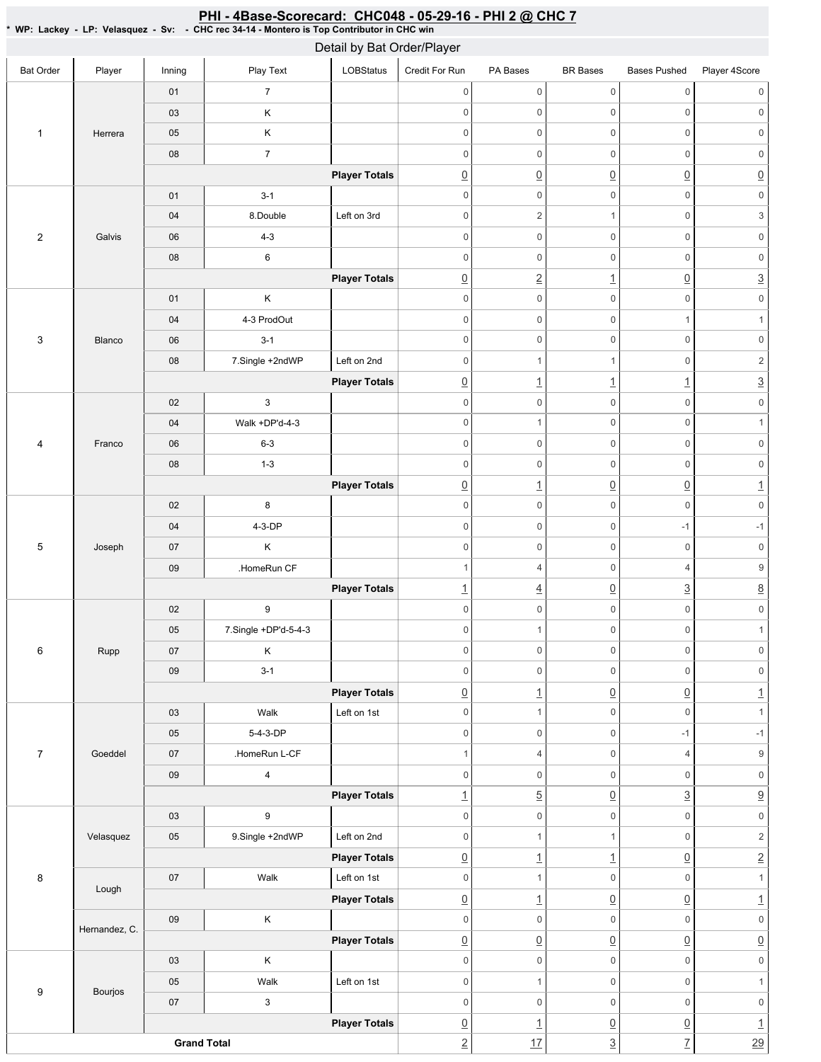# PHI - 4Base-Scorecard: CHC048 - 05-29-16 - PHI 2 @ CHC 7

* WP: Lackey - LP: Velasquez - Sv: - CHC rec 34-14 - Montero is Top Contributor in CHC win

## Detail by Bat Order/Player

| Bat Order | Player | Inning | Play Text | LOBStatus | Credit For Run | PA Bases | BR Bases | Bases Pushed | Player 4Score |
|---|---|---|---|---|---|---|---|---|---|
| 1 | Herrera | 01 | 7 | | 0 | 0 | 0 | 0 | 0 |
| | | 03 | K | | 0 | 0 | 0 | 0 | 0 |
| | | 05 | K | | 0 | 0 | 0 | 0 | 0 |
| | | 08 | 7 | | 0 | 0 | 0 | 0 | 0 |
| | | | | **Player Totals** | 0 | 0 | 0 | 0 | 0 |
| 2 | Galvis | 01 | 3-1 | | 0 | 0 | 0 | 0 | 0 |
| | | 04 | 8.Double | Left on 3rd | 0 | 2 | 1 | 0 | 3 |
| | | 06 | 4-3 | | 0 | 0 | 0 | 0 | 0 |
| | | 08 | 6 | | 0 | 0 | 0 | 0 | 0 |
| | | | | **Player Totals** | 0 | 2 | 1 | 0 | 3 |
| 3 | Blanco | 01 | K | | 0 | 0 | 0 | 0 | 0 |
| | | 04 | 4-3 ProdOut | | 0 | 0 | 0 | 1 | 1 |
| | | 06 | 3-1 | | 0 | 0 | 0 | 0 | 0 |
| | | 08 | 7.Single +2ndWP | Left on 2nd | 0 | 1 | 1 | 0 | 2 |
| | | | | **Player Totals** | 0 | 1 | 1 | 1 | 3 |
| 4 | Franco | 02 | 3 | | 0 | 0 | 0 | 0 | 0 |
| | | 04 | Walk +DP'd-4-3 | | 0 | 1 | 0 | 0 | 1 |
| | | 06 | 6-3 | | 0 | 0 | 0 | 0 | 0 |
| | | 08 | 1-3 | | 0 | 0 | 0 | 0 | 0 |
| | | | | **Player Totals** | 0 | 1 | 0 | 0 | 1 |
| 5 | Joseph | 02 | 8 | | 0 | 0 | 0 | 0 | 0 |
| | | 04 | 4-3-DP | | 0 | 0 | 0 | -1 | -1 |
| | | 07 | K | | 0 | 0 | 0 | 0 | 0 |
| | | 09 | .HomeRun CF | | 1 | 4 | 0 | 4 | 9 |
| | | | | **Player Totals** | 1 | 4 | 0 | 3 | 8 |
| 6 | Rupp | 02 | 9 | | 0 | 0 | 0 | 0 | 0 |
| | | 05 | 7.Single +DP'd-5-4-3 | | 0 | 1 | 0 | 0 | 1 |
| | | 07 | K | | 0 | 0 | 0 | 0 | 0 |
| | | 09 | 3-1 | | 0 | 0 | 0 | 0 | 0 |
| | | | | **Player Totals** | 0 | 1 | 0 | 0 | 1 |
| 7 | Goeddel | 03 | Walk | Left on 1st | 0 | 1 | 0 | 0 | 1 |
| | | 05 | 5-4-3-DP | | 0 | 0 | 0 | -1 | -1 |
| | | 07 | .HomeRun L-CF | | 1 | 4 | 0 | 4 | 9 |
| | | 09 | 4 | | 0 | 0 | 0 | 0 | 0 |
| | | | | **Player Totals** | 1 | 5 | 0 | 3 | 9 |
| 8 | Velasquez | 03 | 9 | | 0 | 0 | 0 | 0 | 0 |
| | | 05 | 9.Single +2ndWP | Left on 2nd | 0 | 1 | 1 | 0 | 2 |
| | | | | **Player Totals** | 0 | 1 | 1 | 0 | 2 |
| | Lough | 07 | Walk | Left on 1st | 0 | 1 | 0 | 0 | 1 |
| | | | | **Player Totals** | 0 | 1 | 0 | 0 | 1 |
| | Hernandez, C. | 09 | K | | 0 | 0 | 0 | 0 | 0 |
| | | | | **Player Totals** | 0 | 0 | 0 | 0 | 0 |
| 9 | Bourjos | 03 | K | | 0 | 0 | 0 | 0 | 0 |
| | | 05 | Walk | Left on 1st | 0 | 1 | 0 | 0 | 1 |
| | | 07 | 3 | | 0 | 0 | 0 | 0 | 0 |
| | | | | **Player Totals** | 0 | 1 | 0 | 0 | 1 |
| **Grand Total** | | | | | 2 | 17 | 3 | 7 | 29 |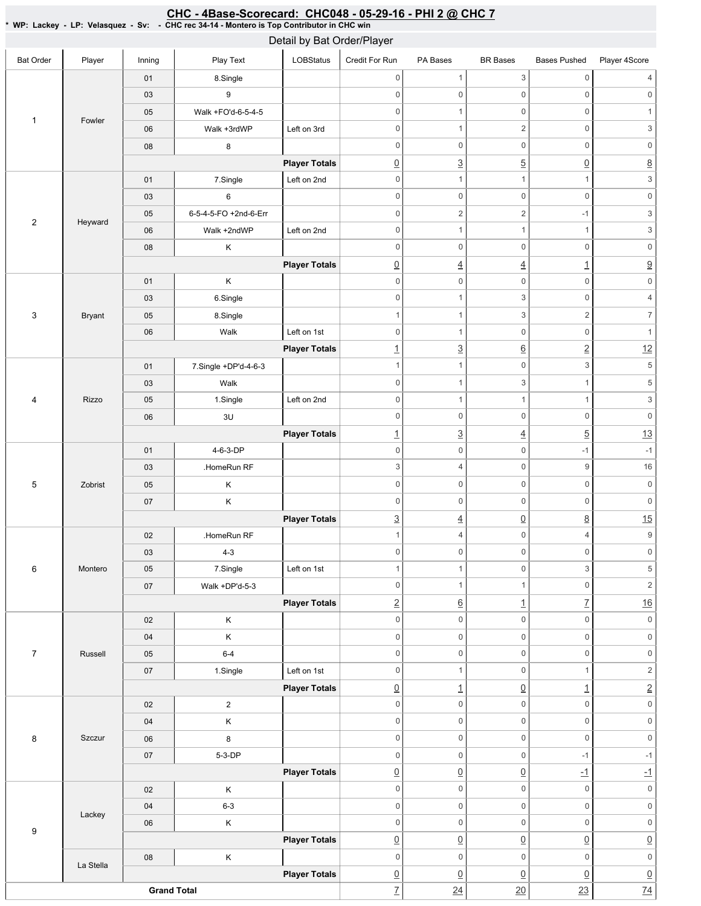## CHC - 4Base-Scorecard: CHC048 - 05-29-16 - PHI 2 @ CHC 7

\* WP: Lackey - LP: Velasquez - Sv: - CHC rec 34-14 - Montero is Top Contributor in CHC win

### Detail by Bat Order/Player

| Bat Order | Player | Inning | Play Text | LOBStatus | Credit For Run | PA Bases | BR Bases | Bases Pushed | Player 4Score |
|---|---|---|---|---|---|---|---|---|---|
| 1 | Fowler | 01 | 8.Single | | 0 | 1 | 3 | 0 | 4 |
| | | 03 | 9 | | 0 | 0 | 0 | 0 | 0 |
| | | 05 | Walk +FO'd-6-5-4-5 | | 0 | 1 | 0 | 0 | 1 |
| | | 06 | Walk +3rdWP | Left on 3rd | 0 | 1 | 2 | 0 | 3 |
| | | 08 | 8 | | 0 | 0 | 0 | 0 | 0 |
| | | | | Player Totals | 0 | 3 | 5 | 0 | 8 |
| 2 | Heyward | 01 | 7.Single | Left on 2nd | 0 | 1 | 1 | 1 | 3 |
| | | 03 | 6 | | 0 | 0 | 0 | 0 | 0 |
| | | 05 | 6-5-4-5-FO +2nd-6-Err | | 0 | 2 | 2 | -1 | 3 |
| | | 06 | Walk +2ndWP | Left on 2nd | 0 | 1 | 1 | 1 | 3 |
| | | 08 | K | | 0 | 0 | 0 | 0 | 0 |
| | | | | Player Totals | 0 | 4 | 4 | 1 | 9 |
| 3 | Bryant | 01 | K | | 0 | 0 | 0 | 0 | 0 |
| | | 03 | 6.Single | | 0 | 1 | 3 | 0 | 4 |
| | | 05 | 8.Single | | 1 | 1 | 3 | 2 | 7 |
| | | 06 | Walk | Left on 1st | 0 | 1 | 0 | 0 | 1 |
| | | | | Player Totals | 1 | 3 | 6 | 2 | 12 |
| 4 | Rizzo | 01 | 7.Single +DP'd-4-6-3 | | 1 | 1 | 0 | 3 | 5 |
| | | 03 | Walk | | 0 | 1 | 3 | 1 | 5 |
| | | 05 | 1.Single | Left on 2nd | 0 | 1 | 1 | 1 | 3 |
| | | 06 | 3U | | 0 | 0 | 0 | 0 | 0 |
| | | | | Player Totals | 1 | 3 | 4 | 5 | 13 |
| 5 | Zobrist | 01 | 4-6-3-DP | | 0 | 0 | 0 | -1 | -1 |
| | | 03 | .HomeRun RF | | 3 | 4 | 0 | 9 | 16 |
| | | 05 | K | | 0 | 0 | 0 | 0 | 0 |
| | | 07 | K | | 0 | 0 | 0 | 0 | 0 |
| | | | | Player Totals | 3 | 4 | 0 | 8 | 15 |
| 6 | Montero | 02 | .HomeRun RF | | 1 | 4 | 0 | 4 | 9 |
| | | 03 | 4-3 | | 0 | 0 | 0 | 0 | 0 |
| | | 05 | 7.Single | Left on 1st | 1 | 1 | 0 | 3 | 5 |
| | | 07 | Walk +DP'd-5-3 | | 0 | 1 | 1 | 0 | 2 |
| | | | | Player Totals | 2 | 6 | 1 | 7 | 16 |
| 7 | Russell | 02 | K | | 0 | 0 | 0 | 0 | 0 |
| | | 04 | K | | 0 | 0 | 0 | 0 | 0 |
| | | 05 | 6-4 | | 0 | 0 | 0 | 0 | 0 |
| | | 07 | 1.Single | Left on 1st | 0 | 1 | 0 | 1 | 2 |
| | | | | Player Totals | 0 | 1 | 0 | 1 | 2 |
| 8 | Szczur | 02 | 2 | | 0 | 0 | 0 | 0 | 0 |
| | | 04 | K | | 0 | 0 | 0 | 0 | 0 |
| | | 06 | 8 | | 0 | 0 | 0 | 0 | 0 |
| | | 07 | 5-3-DP | | 0 | 0 | 0 | -1 | -1 |
| | | | | Player Totals | 0 | 0 | 0 | -1 | -1 |
| 9 | Lackey | 02 | K | | 0 | 0 | 0 | 0 | 0 |
| | | 04 | 6-3 | | 0 | 0 | 0 | 0 | 0 |
| | | 06 | K | | 0 | 0 | 0 | 0 | 0 |
| | | | | Player Totals | 0 | 0 | 0 | 0 | 0 |
| | La Stella | 08 | K | | 0 | 0 | 0 | 0 | 0 |
| | | | | Player Totals | 0 | 0 | 0 | 0 | 0 |
| Grand Total | | | | | 7 | 24 | 20 | 23 | 74 |